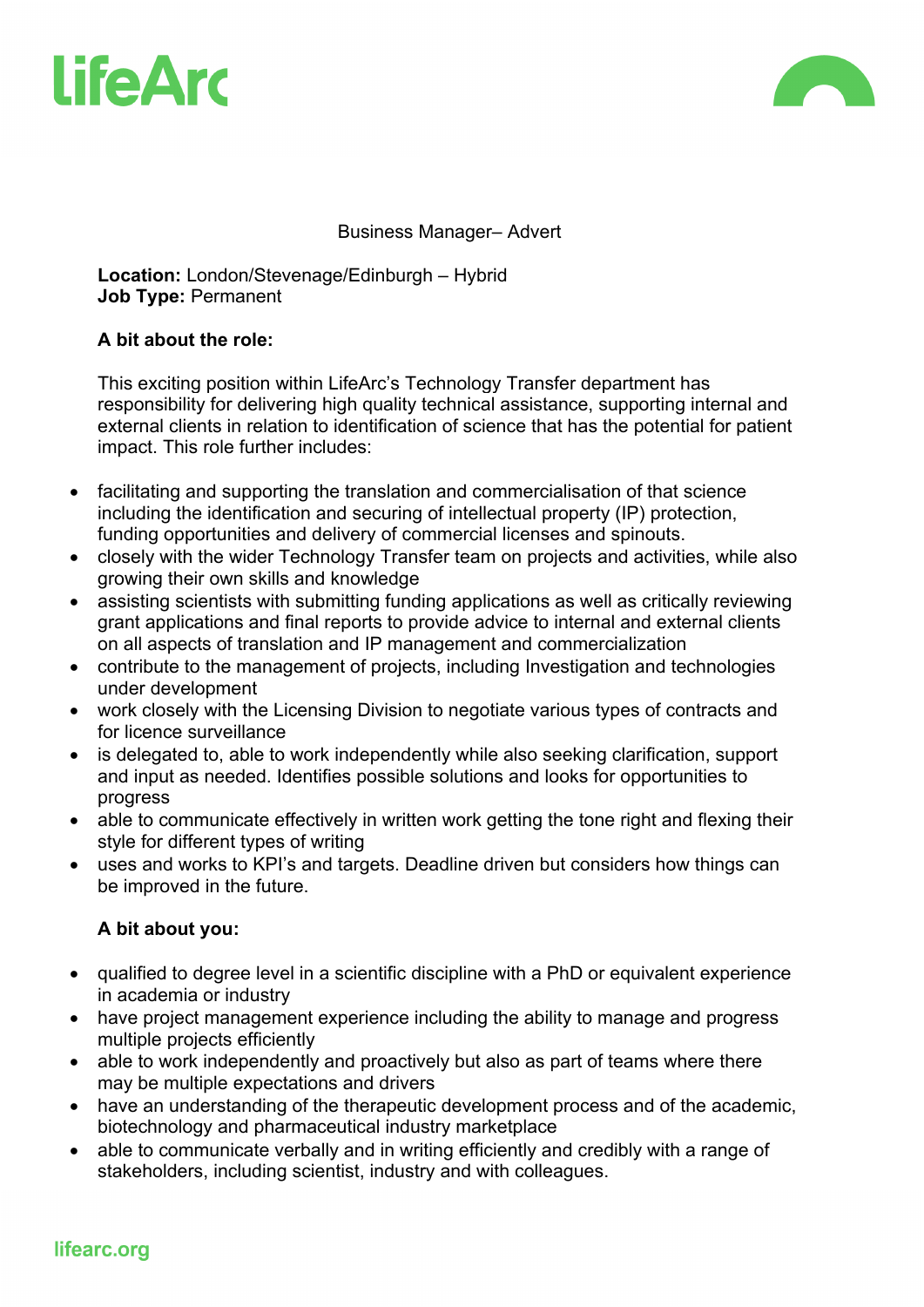LifeArc

Business Manager– Advert

**Location:** London/Stevenage/Edinburgh – Hybrid
**Job Type:** Permanent

**A bit about the role:**

This exciting position within LifeArc's Technology Transfer department has responsibility for delivering high quality technical assistance, supporting internal and external clients in relation to identification of science that has the potential for patient impact. This role further includes:

- facilitating and supporting the translation and commercialisation of that science including the identification and securing of intellectual property (IP) protection, funding opportunities and delivery of commercial licenses and spinouts.
- closely with the wider Technology Transfer team on projects and activities, while also growing their own skills and knowledge
- assisting scientists with submitting funding applications as well as critically reviewing grant applications and final reports to provide advice to internal and external clients on all aspects of translation and IP management and commercialization
- contribute to the management of projects, including Investigation and technologies under development
- work closely with the Licensing Division to negotiate various types of contracts and for licence surveillance
- is delegated to, able to work independently while also seeking clarification, support and input as needed. Identifies possible solutions and looks for opportunities to progress
- able to communicate effectively in written work getting the tone right and flexing their style for different types of writing
- uses and works to KPI's and targets. Deadline driven but considers how things can be improved in the future.

**A bit about you:**

- qualified to degree level in a scientific discipline with a PhD or equivalent experience in academia or industry
- have project management experience including the ability to manage and progress multiple projects efficiently
- able to work independently and proactively but also as part of teams where there may be multiple expectations and drivers
- have an understanding of the therapeutic development process and of the academic, biotechnology and pharmaceutical industry marketplace
- able to communicate verbally and in writing efficiently and credibly with a range of stakeholders, including scientist, industry and with colleagues.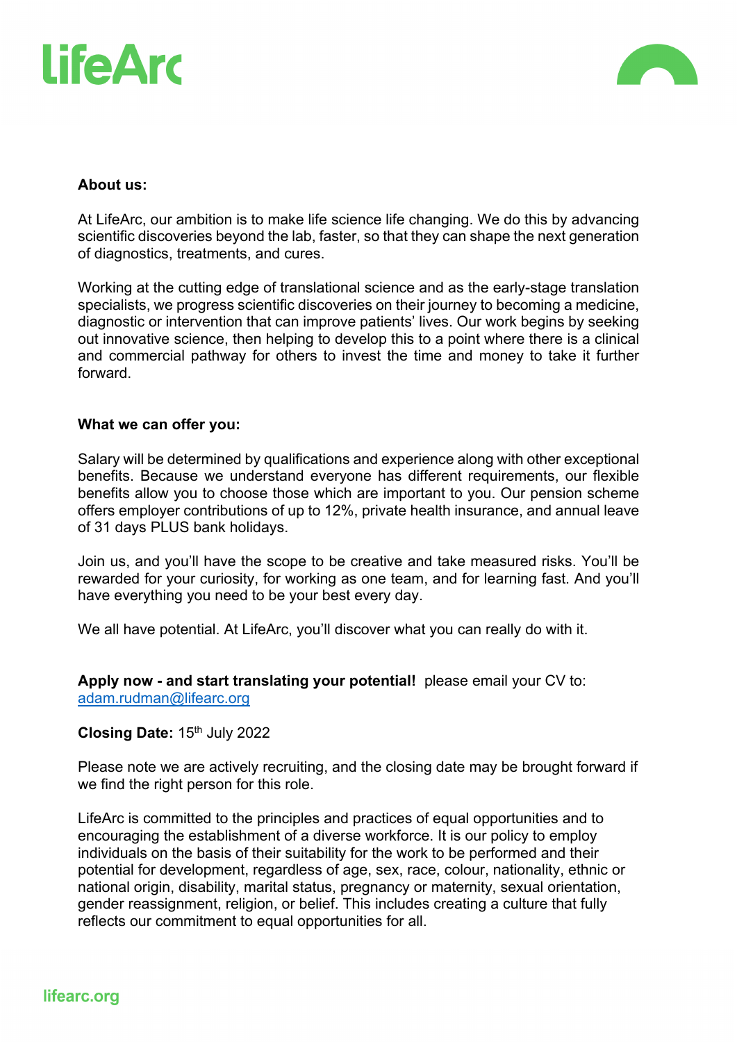**About us:**

At LifeArc, our ambition is to make life science life changing. We do this by advancing scientific discoveries beyond the lab, faster, so that they can shape the next generation of diagnostics, treatments, and cures.

Working at the cutting edge of translational science and as the early-stage translation specialists, we progress scientific discoveries on their journey to becoming a medicine, diagnostic or intervention that can improve patients' lives. Our work begins by seeking out innovative science, then helping to develop this to a point where there is a clinical and commercial pathway for others to invest the time and money to take it further forward.

**What we can offer you:**

Salary will be determined by qualifications and experience along with other exceptional benefits. Because we understand everyone has different requirements, our flexible benefits allow you to choose those which are important to you. Our pension scheme offers employer contributions of up to 12%, private health insurance, and annual leave of 31 days PLUS bank holidays.

Join us, and you'll have the scope to be creative and take measured risks. You'll be rewarded for your curiosity, for working as one team, and for learning fast. And you'll have everything you need to be your best every day.

We all have potential. At LifeArc, you'll discover what you can really do with it.

**Apply now - and start translating your potential!** please email your CV to: adam.rudman@lifearc.org

**Closing Date:** 15th July 2022

Please note we are actively recruiting, and the closing date may be brought forward if we find the right person for this role.

LifeArc is committed to the principles and practices of equal opportunities and to encouraging the establishment of a diverse workforce. It is our policy to employ individuals on the basis of their suitability for the work to be performed and their potential for development, regardless of age, sex, race, colour, nationality, ethnic or national origin, disability, marital status, pregnancy or maternity, sexual orientation, gender reassignment, religion, or belief. This includes creating a culture that fully reflects our commitment to equal opportunities for all.